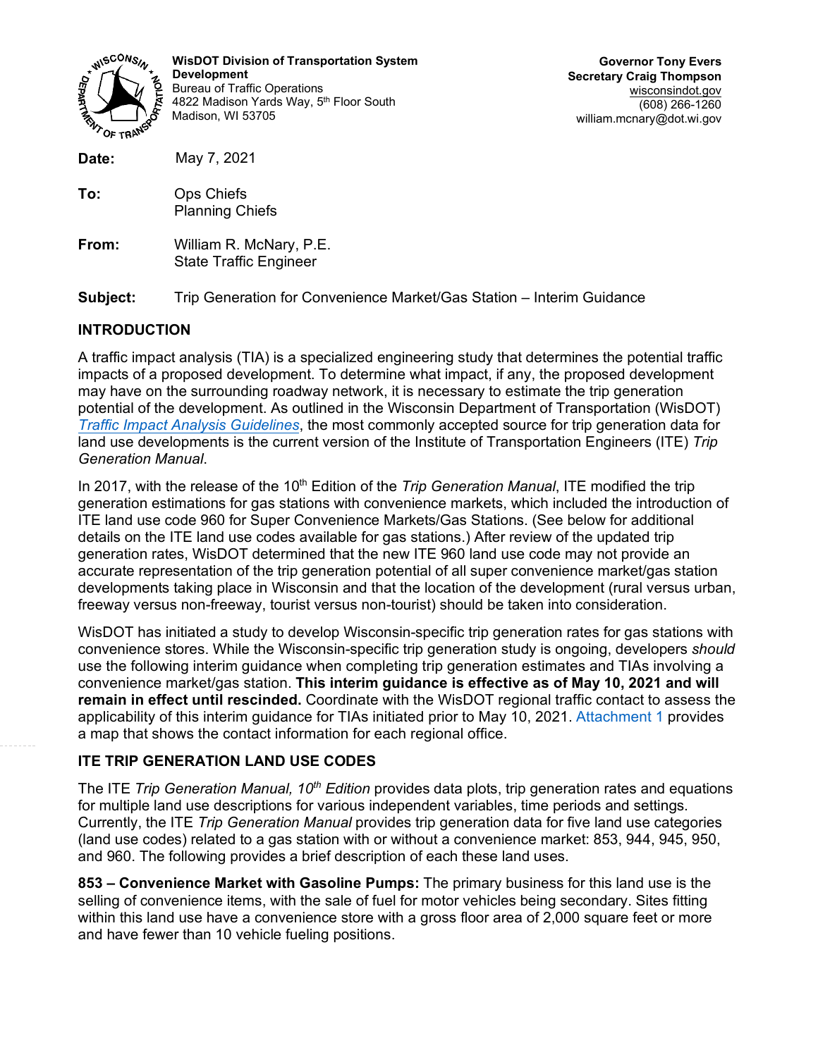**WisDOT Division of Transportation System Development**
Bureau of Traffic Operations
4822 Madison Yards Way, 5th Floor South
Madison, WI 53705

**Governor Tony Evers**
**Secretary Craig Thompson**
wisconsindot.gov
(608) 266-1260
william.mcnary@dot.wi.gov

**Date:** May 7, 2021

**To:** Ops Chiefs
Planning Chiefs

**From:** William R. McNary, P.E.
State Traffic Engineer

**Subject:** Trip Generation for Convenience Market/Gas Station – Interim Guidance

## INTRODUCTION

A traffic impact analysis (TIA) is a specialized engineering study that determines the potential traffic impacts of a proposed development. To determine what impact, if any, the proposed development may have on the surrounding roadway network, it is necessary to estimate the trip generation potential of the development. As outlined in the Wisconsin Department of Transportation (WisDOT) *Traffic Impact Analysis Guidelines*, the most commonly accepted source for trip generation data for land use developments is the current version of the Institute of Transportation Engineers (ITE) *Trip Generation Manual*.

In 2017, with the release of the 10th Edition of the *Trip Generation Manual*, ITE modified the trip generation estimations for gas stations with convenience markets, which included the introduction of ITE land use code 960 for Super Convenience Markets/Gas Stations. (See below for additional details on the ITE land use codes available for gas stations.) After review of the updated trip generation rates, WisDOT determined that the new ITE 960 land use code may not provide an accurate representation of the trip generation potential of all super convenience market/gas station developments taking place in Wisconsin and that the location of the development (rural versus urban, freeway versus non-freeway, tourist versus non-tourist) should be taken into consideration.

WisDOT has initiated a study to develop Wisconsin-specific trip generation rates for gas stations with convenience stores. While the Wisconsin-specific trip generation study is ongoing, developers *should* use the following interim guidance when completing trip generation estimates and TIAs involving a convenience market/gas station. **This interim guidance is effective as of May 10, 2021 and will remain in effect until rescinded.** Coordinate with the WisDOT regional traffic contact to assess the applicability of this interim guidance for TIAs initiated prior to May 10, 2021. Attachment 1 provides a map that shows the contact information for each regional office.

## ITE TRIP GENERATION LAND USE CODES

The ITE *Trip Generation Manual, 10th Edition* provides data plots, trip generation rates and equations for multiple land use descriptions for various independent variables, time periods and settings. Currently, the ITE *Trip Generation Manual* provides trip generation data for five land use categories (land use codes) related to a gas station with or without a convenience market: 853, 944, 945, 950, and 960. The following provides a brief description of each these land uses.

**853 – Convenience Market with Gasoline Pumps:** The primary business for this land use is the selling of convenience items, with the sale of fuel for motor vehicles being secondary. Sites fitting within this land use have a convenience store with a gross floor area of 2,000 square feet or more and have fewer than 10 vehicle fueling positions.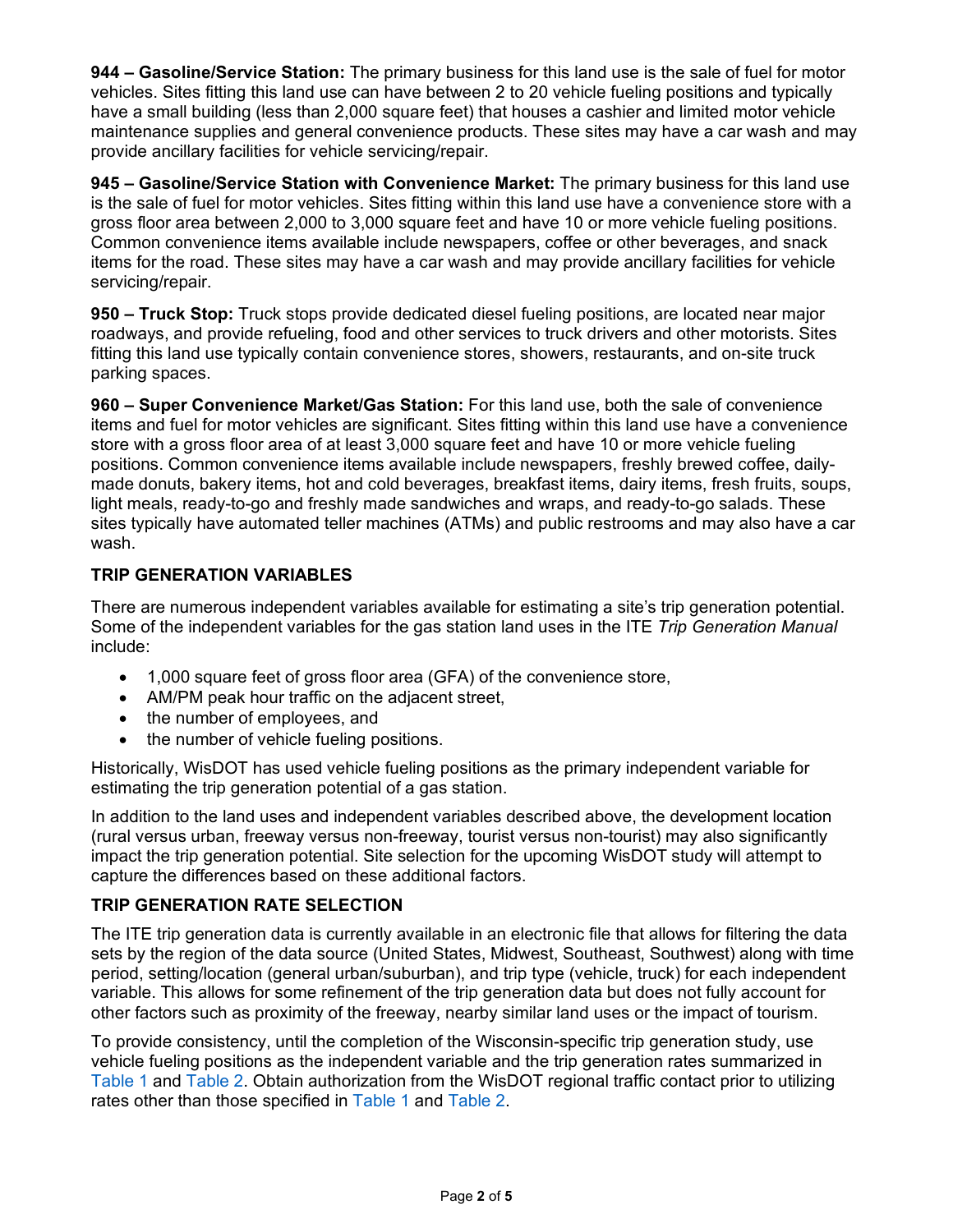**944 – Gasoline/Service Station:** The primary business for this land use is the sale of fuel for motor vehicles. Sites fitting this land use can have between 2 to 20 vehicle fueling positions and typically have a small building (less than 2,000 square feet) that houses a cashier and limited motor vehicle maintenance supplies and general convenience products. These sites may have a car wash and may provide ancillary facilities for vehicle servicing/repair.

**945 – Gasoline/Service Station with Convenience Market:** The primary business for this land use is the sale of fuel for motor vehicles. Sites fitting within this land use have a convenience store with a gross floor area between 2,000 to 3,000 square feet and have 10 or more vehicle fueling positions. Common convenience items available include newspapers, coffee or other beverages, and snack items for the road. These sites may have a car wash and may provide ancillary facilities for vehicle servicing/repair.

**950 – Truck Stop:** Truck stops provide dedicated diesel fueling positions, are located near major roadways, and provide refueling, food and other services to truck drivers and other motorists. Sites fitting this land use typically contain convenience stores, showers, restaurants, and on-site truck parking spaces.

**960 – Super Convenience Market/Gas Station:** For this land use, both the sale of convenience items and fuel for motor vehicles are significant. Sites fitting within this land use have a convenience store with a gross floor area of at least 3,000 square feet and have 10 or more vehicle fueling positions. Common convenience items available include newspapers, freshly brewed coffee, daily-made donuts, bakery items, hot and cold beverages, breakfast items, dairy items, fresh fruits, soups, light meals, ready-to-go and freshly made sandwiches and wraps, and ready-to-go salads. These sites typically have automated teller machines (ATMs) and public restrooms and may also have a car wash.

## TRIP GENERATION VARIABLES

There are numerous independent variables available for estimating a site's trip generation potential. Some of the independent variables for the gas station land uses in the ITE *Trip Generation Manual* include:

- 1,000 square feet of gross floor area (GFA) of the convenience store,
- AM/PM peak hour traffic on the adjacent street,
- the number of employees, and
- the number of vehicle fueling positions.

Historically, WisDOT has used vehicle fueling positions as the primary independent variable for estimating the trip generation potential of a gas station.

In addition to the land uses and independent variables described above, the development location (rural versus urban, freeway versus non-freeway, tourist versus non-tourist) may also significantly impact the trip generation potential. Site selection for the upcoming WisDOT study will attempt to capture the differences based on these additional factors.

## TRIP GENERATION RATE SELECTION

The ITE trip generation data is currently available in an electronic file that allows for filtering the data sets by the region of the data source (United States, Midwest, Southeast, Southwest) along with time period, setting/location (general urban/suburban), and trip type (vehicle, truck) for each independent variable. This allows for some refinement of the trip generation data but does not fully account for other factors such as proximity of the freeway, nearby similar land uses or the impact of tourism.

To provide consistency, until the completion of the Wisconsin-specific trip generation study, use vehicle fueling positions as the independent variable and the trip generation rates summarized in Table 1 and Table 2. Obtain authorization from the WisDOT regional traffic contact prior to utilizing rates other than those specified in Table 1 and Table 2.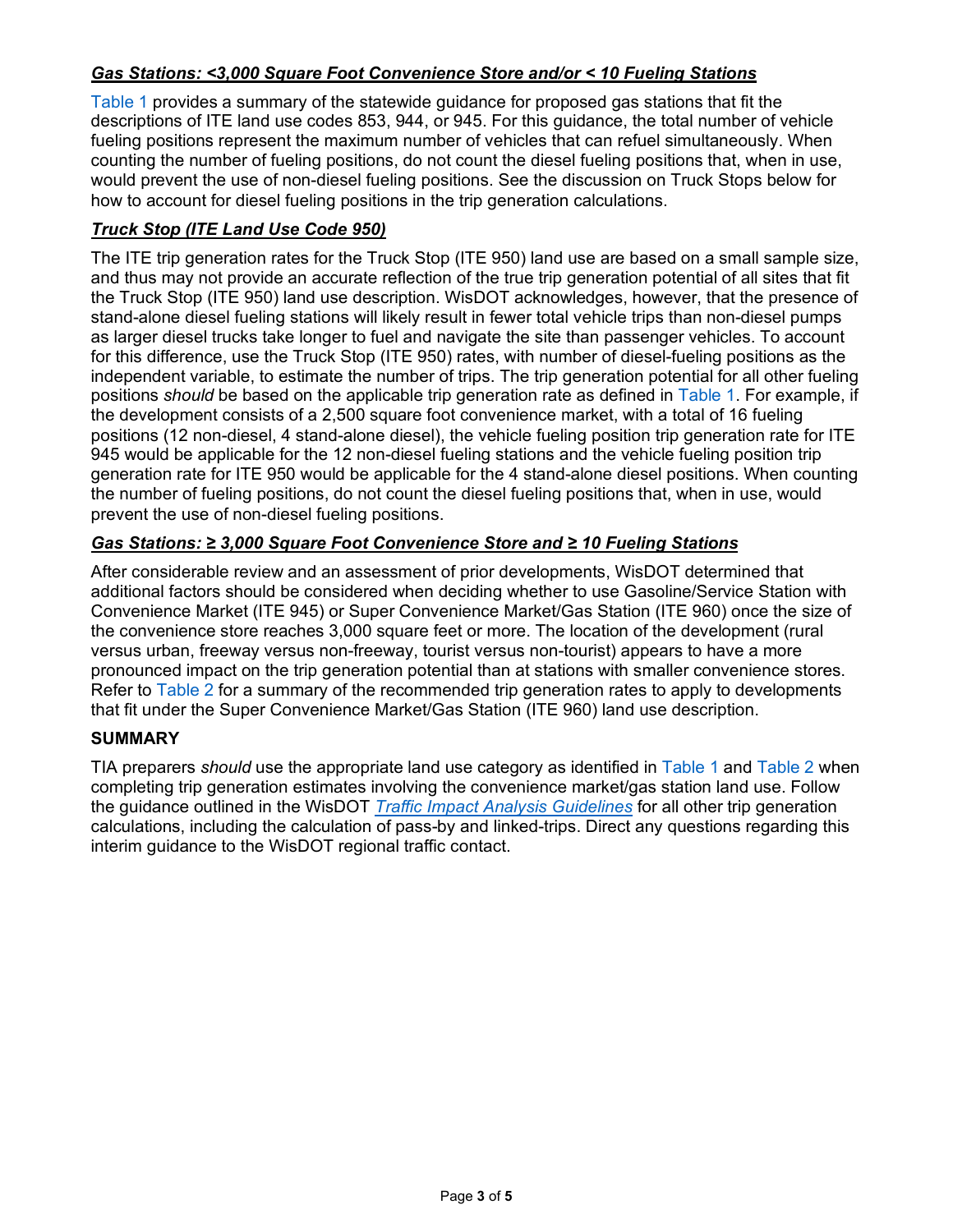### ***Gas Stations: <3,000 Square Foot Convenience Store and/or < 10 Fueling Stations***

Table 1 provides a summary of the statewide guidance for proposed gas stations that fit the descriptions of ITE land use codes 853, 944, or 945. For this guidance, the total number of vehicle fueling positions represent the maximum number of vehicles that can refuel simultaneously. When counting the number of fueling positions, do not count the diesel fueling positions that, when in use, would prevent the use of non-diesel fueling positions. See the discussion on Truck Stops below for how to account for diesel fueling positions in the trip generation calculations.

### ***Truck Stop (ITE Land Use Code 950)***

The ITE trip generation rates for the Truck Stop (ITE 950) land use are based on a small sample size, and thus may not provide an accurate reflection of the true trip generation potential of all sites that fit the Truck Stop (ITE 950) land use description. WisDOT acknowledges, however, that the presence of stand-alone diesel fueling stations will likely result in fewer total vehicle trips than non-diesel pumps as larger diesel trucks take longer to fuel and navigate the site than passenger vehicles. To account for this difference, use the Truck Stop (ITE 950) rates, with number of diesel-fueling positions as the independent variable, to estimate the number of trips. The trip generation potential for all other fueling positions *should* be based on the applicable trip generation rate as defined in Table 1. For example, if the development consists of a 2,500 square foot convenience market, with a total of 16 fueling positions (12 non-diesel, 4 stand-alone diesel), the vehicle fueling position trip generation rate for ITE 945 would be applicable for the 12 non-diesel fueling stations and the vehicle fueling position trip generation rate for ITE 950 would be applicable for the 4 stand-alone diesel positions. When counting the number of fueling positions, do not count the diesel fueling positions that, when in use, would prevent the use of non-diesel fueling positions.

### ***Gas Stations: ≥ 3,000 Square Foot Convenience Store and ≥ 10 Fueling Stations***

After considerable review and an assessment of prior developments, WisDOT determined that additional factors should be considered when deciding whether to use Gasoline/Service Station with Convenience Market (ITE 945) or Super Convenience Market/Gas Station (ITE 960) once the size of the convenience store reaches 3,000 square feet or more. The location of the development (rural versus urban, freeway versus non-freeway, tourist versus non-tourist) appears to have a more pronounced impact on the trip generation potential than at stations with smaller convenience stores. Refer to Table 2 for a summary of the recommended trip generation rates to apply to developments that fit under the Super Convenience Market/Gas Station (ITE 960) land use description.

### **SUMMARY**

TIA preparers *should* use the appropriate land use category as identified in Table 1 and Table 2 when completing trip generation estimates involving the convenience market/gas station land use. Follow the guidance outlined in the WisDOT *Traffic Impact Analysis Guidelines* for all other trip generation calculations, including the calculation of pass-by and linked-trips. Direct any questions regarding this interim guidance to the WisDOT regional traffic contact.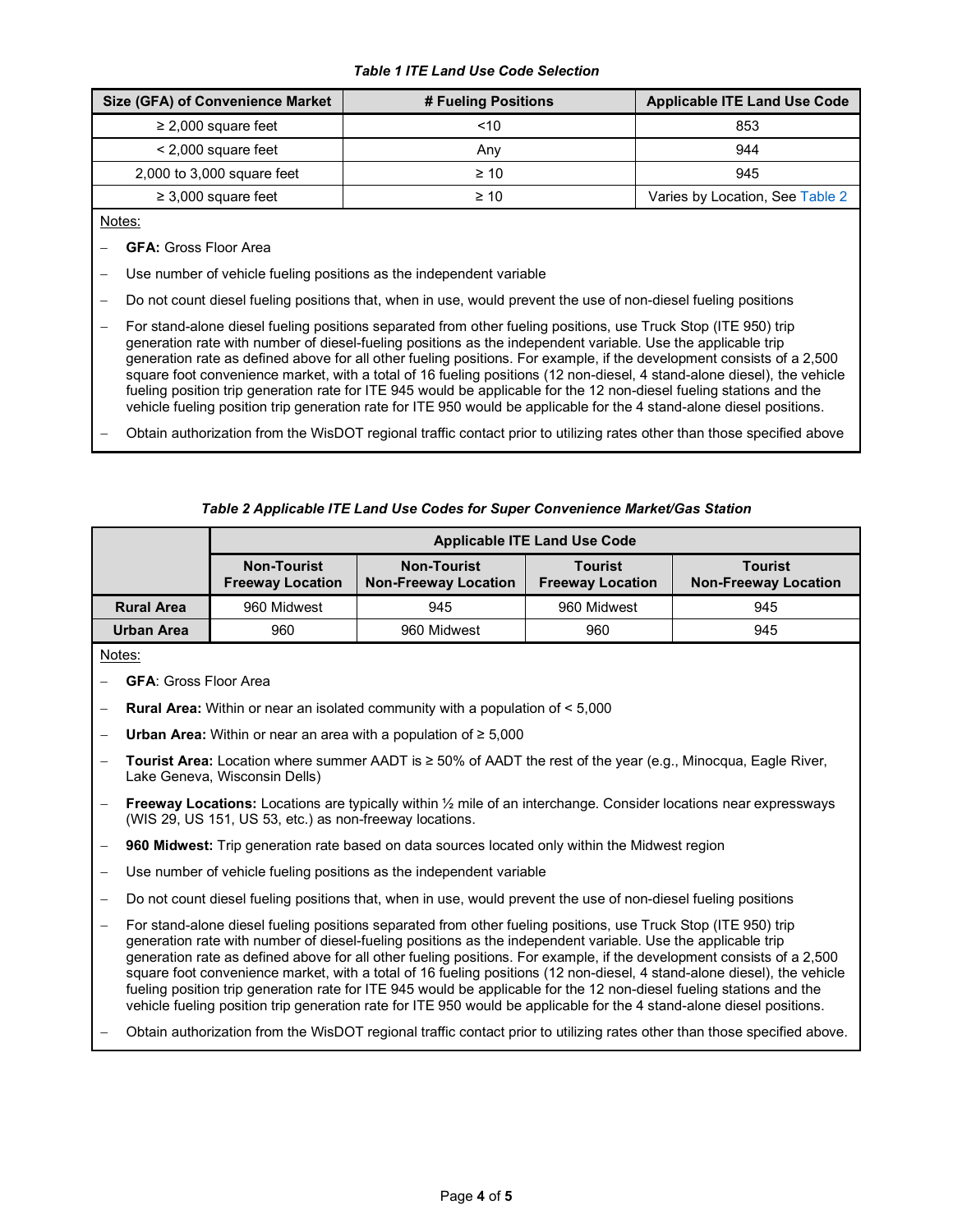**Table 1 ITE Land Use Code Selection**

| Size (GFA) of Convenience Market | # Fueling Positions | Applicable ITE Land Use Code |
|---|---|---|
| ≥ 2,000 square feet | <10 | 853 |
| < 2,000 square feet | Any | 944 |
| 2,000 to 3,000 square feet | ≥ 10 | 945 |
| ≥ 3,000 square feet | ≥ 10 | Varies by Location, See Table 2 |

Notes:

- **GFA:** Gross Floor Area
- Use number of vehicle fueling positions as the independent variable
- Do not count diesel fueling positions that, when in use, would prevent the use of non-diesel fueling positions
- For stand-alone diesel fueling positions separated from other fueling positions, use Truck Stop (ITE 950) trip generation rate with number of diesel-fueling positions as the independent variable. Use the applicable trip generation rate as defined above for all other fueling positions. For example, if the development consists of a 2,500 square foot convenience market, with a total of 16 fueling positions (12 non-diesel, 4 stand-alone diesel), the vehicle fueling position trip generation rate for ITE 945 would be applicable for the 12 non-diesel fueling stations and the vehicle fueling position trip generation rate for ITE 950 would be applicable for the 4 stand-alone diesel positions.
- Obtain authorization from the WisDOT regional traffic contact prior to utilizing rates other than those specified above

**Table 2 Applicable ITE Land Use Codes for Super Convenience Market/Gas Station**

| | Applicable ITE Land Use Code | | | |
|---|---|---|---|---|
| | Non-Tourist Freeway Location | Non-Tourist Non-Freeway Location | Tourist Freeway Location | Tourist Non-Freeway Location |
| **Rural Area** | 960 Midwest | 945 | 960 Midwest | 945 |
| **Urban Area** | 960 | 960 Midwest | 960 | 945 |

Notes:

- **GFA**: Gross Floor Area
- **Rural Area:** Within or near an isolated community with a population of < 5,000
- **Urban Area:** Within or near an area with a population of ≥ 5,000
- **Tourist Area:** Location where summer AADT is ≥ 50% of AADT the rest of the year (e.g., Minocqua, Eagle River, Lake Geneva, Wisconsin Dells)
- **Freeway Locations:** Locations are typically within ½ mile of an interchange. Consider locations near expressways (WIS 29, US 151, US 53, etc.) as non-freeway locations.
- **960 Midwest:** Trip generation rate based on data sources located only within the Midwest region
- Use number of vehicle fueling positions as the independent variable
- Do not count diesel fueling positions that, when in use, would prevent the use of non-diesel fueling positions
- For stand-alone diesel fueling positions separated from other fueling positions, use Truck Stop (ITE 950) trip generation rate with number of diesel-fueling positions as the independent variable. Use the applicable trip generation rate as defined above for all other fueling positions. For example, if the development consists of a 2,500 square foot convenience market, with a total of 16 fueling positions (12 non-diesel, 4 stand-alone diesel), the vehicle fueling position trip generation rate for ITE 945 would be applicable for the 12 non-diesel fueling stations and the vehicle fueling position trip generation rate for ITE 950 would be applicable for the 4 stand-alone diesel positions.
- Obtain authorization from the WisDOT regional traffic contact prior to utilizing rates other than those specified above.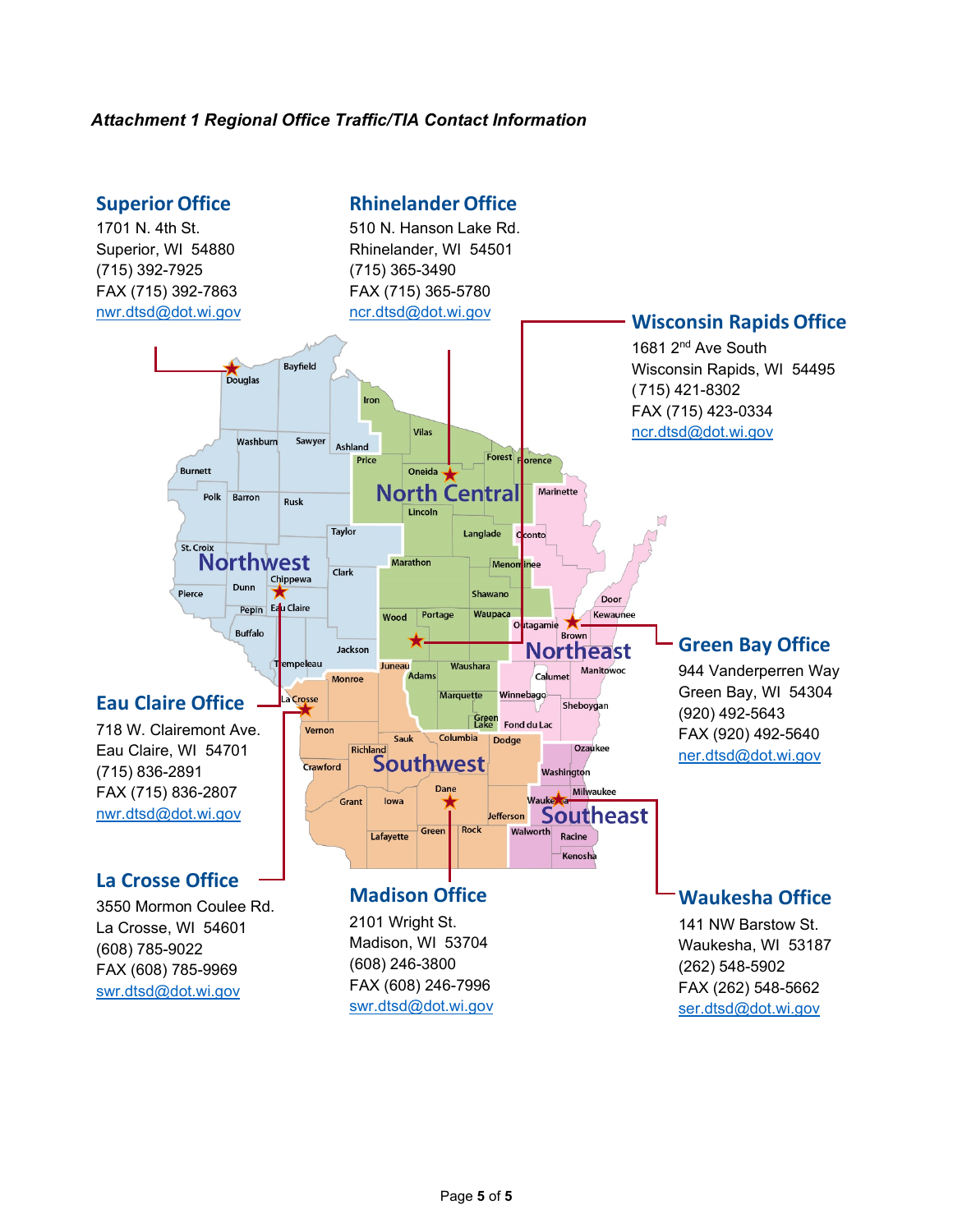*Attachment 1 Regional Office Traffic/TIA Contact Information*

### Superior Office

1701 N. 4th St.
Superior, WI 54880
(715) 392-7925
FAX (715) 392-7863
nwr.dtsd@dot.wi.gov

### Rhinelander Office

510 N. Hanson Lake Rd.
Rhinelander, WI 54501
(715) 365-3490
FAX (715) 365-5780
ncr.dtsd@dot.wi.gov

### Wisconsin Rapids Office

1681 2nd Ave South
Wisconsin Rapids, WI 54495
(715) 421-8302
FAX (715) 423-0334
ncr.dtsd@dot.wi.gov

Northwest
North Central
Northeast
Southwest
Southeast

Douglas, Bayfield, Iron, Vilas, Washburn, Sawyer, Ashland, Price, Oneida, Forest, Florence, Burnett, Polk, Barron, Rusk, Marinette, Lincoln, Taylor, Langlade, Oconto, St. Croix, Marathon, Menominee, Clark, Chippewa, Dunn, Pierce, Pepin, Eau Claire, Shawano, Door, Wood, Portage, Waupaca, Kewaunee, Outagamie, Buffalo, Jackson, Brown, Trempealeau, Juneau, Waushara, Adams, Calumet, Manitowoc, Monroe, La Crosse, Marquette, Winnebago, Green Lake, Sheboygan, Fond du Lac, Vernon, Sauk, Columbia, Dodge, Ozaukee, Richland, Crawford, Washington, Dane, Grant, Iowa, Waukesha, Milwaukee, Jefferson, Lafayette, Green, Rock, Walworth, Racine, Kenosha

### Green Bay Office

944 Vanderperren Way
Green Bay, WI 54304
(920) 492-5643
FAX (920) 492-5640
ner.dtsd@dot.wi.gov

### Eau Claire Office

718 W. Clairemont Ave.
Eau Claire, WI 54701
(715) 836-2891
FAX (715) 836-2807
nwr.dtsd@dot.wi.gov

### La Crosse Office

3550 Mormon Coulee Rd.
La Crosse, WI 54601
(608) 785-9022
FAX (608) 785-9969
swr.dtsd@dot.wi.gov

### Madison Office

2101 Wright St.
Madison, WI 53704
(608) 246-3800
FAX (608) 246-7996
swr.dtsd@dot.wi.gov

### Waukesha Office

141 NW Barstow St.
Waukesha, WI 53187
(262) 548-5902
FAX (262) 548-5662
ser.dtsd@dot.wi.gov